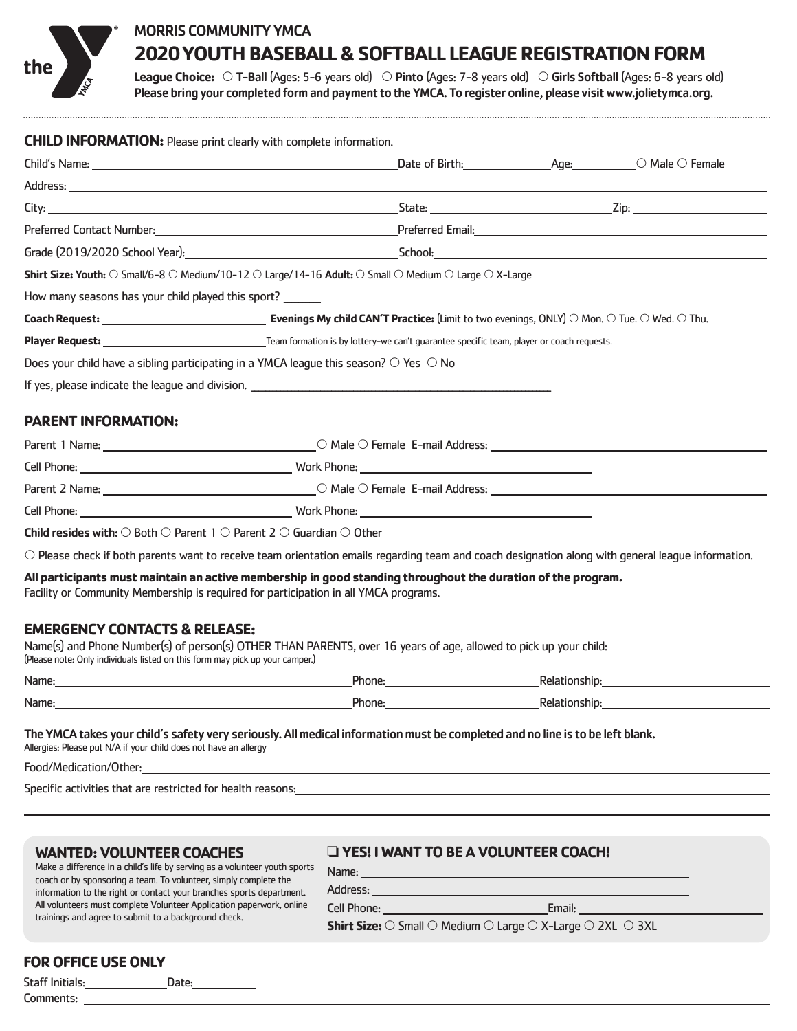MORRIS COMMUNITY YMCA

# 2020 YOUTH BASEBALL & SOFTBALL LEAGUE REGISTRATION FORM

**League Choice:** ○ **T-Ball** (Ages: 5-6 years old) ○ **Pinto** (Ages: 7-8 years old) ○ **Girls Softball** (Ages: 6-8 years old)
**Please bring your completed form and payment to the YMCA. To register online, please visit www.jolietymca.org.**

## CHILD INFORMATION: Please print clearly with complete information.

Child's Name: ____________________ Date of Birth: __________ Age: ______ ○ Male ○ Female

Address: ____________________

City: ____________________ State: __________ Zip: __________

Preferred Contact Number: ____________________ Preferred Email: ____________________

Grade (2019/2020 School Year): ____________________ School: ____________________

**Shirt Size: Youth:** ○ Small/6-8 ○ Medium/10-12 ○ Large/14-16 **Adult:** ○ Small ○ Medium ○ Large ○ X-Large

How many seasons has your child played this sport? ______

**Coach Request:** ____________________ **Evenings My child CAN'T Practice:** (Limit to two evenings, ONLY) ○ Mon. ○ Tue. ○ Wed. ○ Thu.

**Player Request:** ____________________ Team formation is by lottery-we can't guarantee specific team, player or coach requests.

Does your child have a sibling participating in a YMCA league this season? ○ Yes ○ No

If yes, please indicate the league and division. ____________________

## PARENT INFORMATION:

Parent 1 Name: ____________________ ○ Male ○ Female E-mail Address: ____________________

Cell Phone: ____________________ Work Phone: ____________________

Parent 2 Name: ____________________ ○ Male ○ Female E-mail Address: ____________________

Cell Phone: ____________________ Work Phone: ____________________

**Child resides with:** ○ Both ○ Parent 1 ○ Parent 2 ○ Guardian ○ Other

○ Please check if both parents want to receive team orientation emails regarding team and coach designation along with general league information.

**All participants must maintain an active membership in good standing throughout the duration of the program.**
Facility or Community Membership is required for participation in all YMCA programs.

## EMERGENCY CONTACTS & RELEASE:

Name(s) and Phone Number(s) of person(s) OTHER THAN PARENTS, over 16 years of age, allowed to pick up your child:
(Please note: Only individuals listed on this form may pick up your camper.)

Name: ____________________ Phone: __________ Relationship: __________

Name: ____________________ Phone: __________ Relationship: __________

**The YMCA takes your child's safety very seriously. All medical information must be completed and no line is to be left blank.**
Allergies: Please put N/A if your child does not have an allergy

Food/Medication/Other: ____________________

Specific activities that are restricted for health reasons: ____________________

## WANTED: VOLUNTEER COACHES

Make a difference in a child's life by serving as a volunteer youth sports coach or by sponsoring a team. To volunteer, simply complete the information to the right or contact your branches sports department. All volunteers must complete Volunteer Application paperwork, online trainings and agree to submit to a background check.

## ❏ YES! I WANT TO BE A VOLUNTEER COACH!

Name: ____________________

Address: ____________________

Cell Phone: ____________________ Email: ____________________

**Shirt Size:** ○ Small ○ Medium ○ Large ○ X-Large ○ 2XL ○ 3XL

## FOR OFFICE USE ONLY

Staff Initials: __________ Date: __________

Comments: ____________________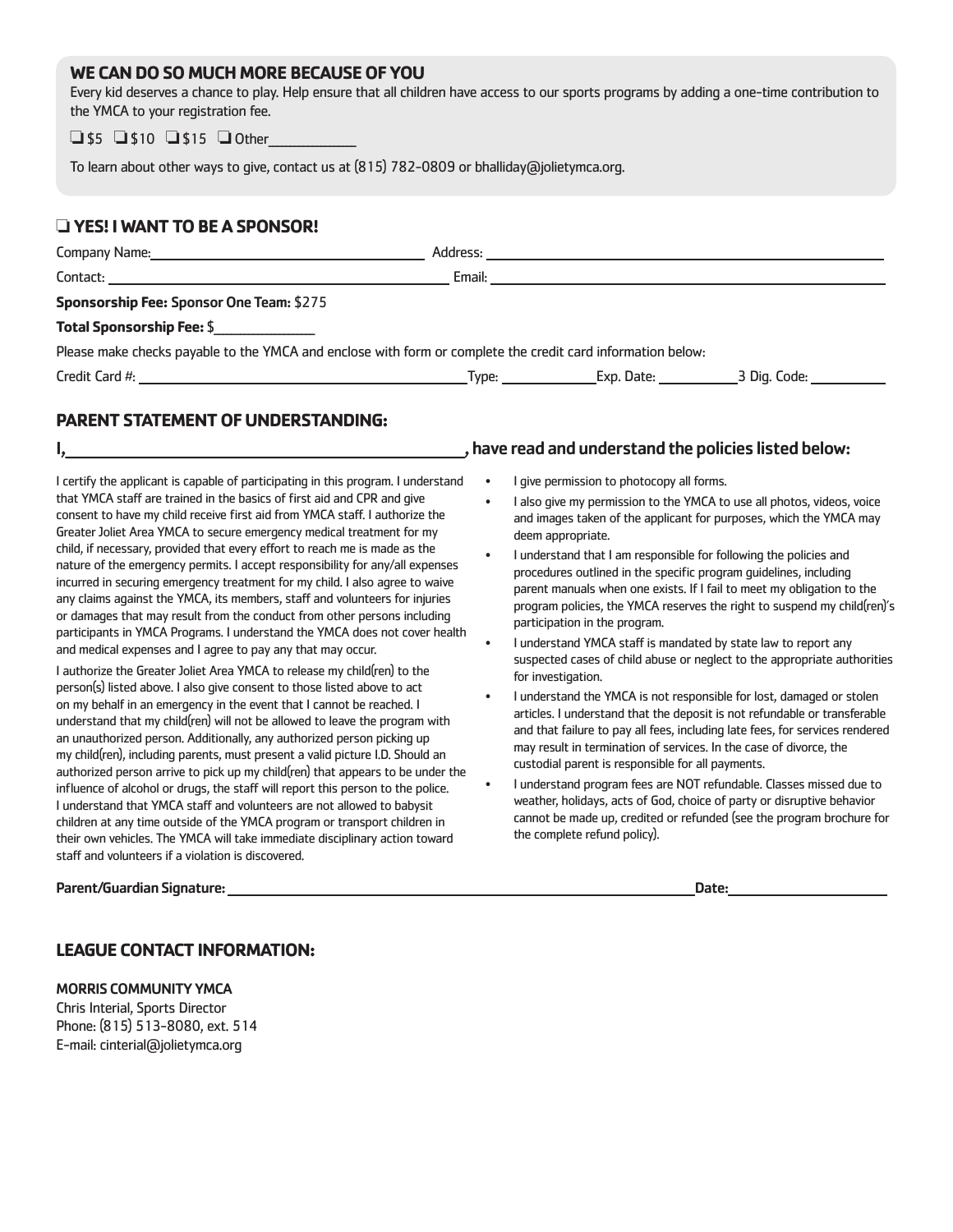## WE CAN DO SO MUCH MORE BECAUSE OF YOU

Every kid deserves a chance to play. Help ensure that all children have access to our sports programs by adding a one-time contribution to the YMCA to your registration fee.

❏ $5 ❏ $10 ❏ $15 ❏ Other____________

To learn about other ways to give, contact us at (815) 782-0809 or bhalliday@jolietymca.org.

## ❏ YES! I WANT TO BE A SPONSOR!

Company Name:______________________________ Address: ______________________________

Contact: ______________________________ Email: ______________________________

**Sponsorship Fee:** Sponsor One Team: $275

**Total Sponsorship Fee:** $______________

Please make checks payable to the YMCA and enclose with form or complete the credit card information below:

Credit Card #: ______________________________ Type: ____________ Exp. Date: ___________ 3 Dig. Code: __________

## PARENT STATEMENT OF UNDERSTANDING:

**I,______________________________, have read and understand the policies listed below:**

I certify the applicant is capable of participating in this program. I understand that YMCA staff are trained in the basics of first aid and CPR and give consent to have my child receive first aid from YMCA staff. I authorize the Greater Joliet Area YMCA to secure emergency medical treatment for my child, if necessary, provided that every effort to reach me is made as the nature of the emergency permits. I accept responsibility for any/all expenses incurred in securing emergency treatment for my child. I also agree to waive any claims against the YMCA, its members, staff and volunteers for injuries or damages that may result from the conduct from other persons including participants in YMCA Programs. I understand the YMCA does not cover health and medical expenses and I agree to pay any that may occur.

I authorize the Greater Joliet Area YMCA to release my child(ren) to the person(s) listed above. I also give consent to those listed above to act on my behalf in an emergency in the event that I cannot be reached. I understand that my child(ren) will not be allowed to leave the program with an unauthorized person. Additionally, any authorized person picking up my child(ren), including parents, must present a valid picture I.D. Should an authorized person arrive to pick up my child(ren) that appears to be under the influence of alcohol or drugs, the staff will report this person to the police. I understand that YMCA staff and volunteers are not allowed to babysit children at any time outside of the YMCA program or transport children in their own vehicles. The YMCA will take immediate disciplinary action toward staff and volunteers if a violation is discovered.

- I give permission to photocopy all forms.
- I also give my permission to the YMCA to use all photos, videos, voice and images taken of the applicant for purposes, which the YMCA may deem appropriate.
- I understand that I am responsible for following the policies and procedures outlined in the specific program guidelines, including parent manuals when one exists. If I fail to meet my obligation to the program policies, the YMCA reserves the right to suspend my child(ren)'s participation in the program.
- I understand YMCA staff is mandated by state law to report any suspected cases of child abuse or neglect to the appropriate authorities for investigation.
- I understand the YMCA is not responsible for lost, damaged or stolen articles. I understand that the deposit is not refundable or transferable and that failure to pay all fees, including late fees, for services rendered may result in termination of services. In the case of divorce, the custodial parent is responsible for all payments.
- I understand program fees are NOT refundable. Classes missed due to weather, holidays, acts of God, choice of party or disruptive behavior cannot be made up, credited or refunded (see the program brochure for the complete refund policy).

**Parent/Guardian Signature:** ______________________________ **Date:**____________________

## LEAGUE CONTACT INFORMATION:

**MORRIS COMMUNITY YMCA**
Chris Interial, Sports Director
Phone: (815) 513-8080, ext. 514
E-mail: cinterial@jolietymca.org